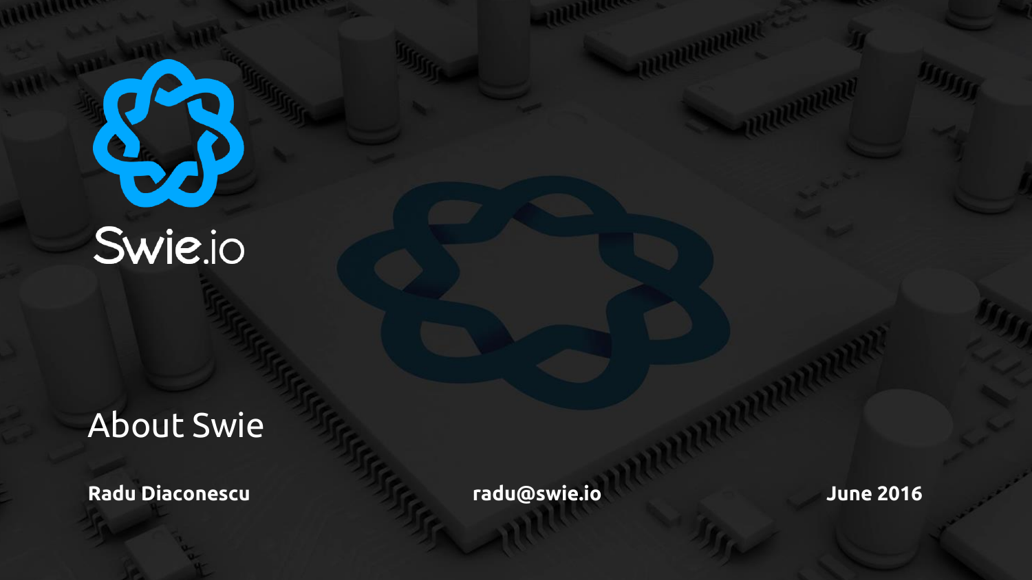Swie.io

# About Swie

**Radu Diaconescu** | **radu@swie.io** | **June 2016**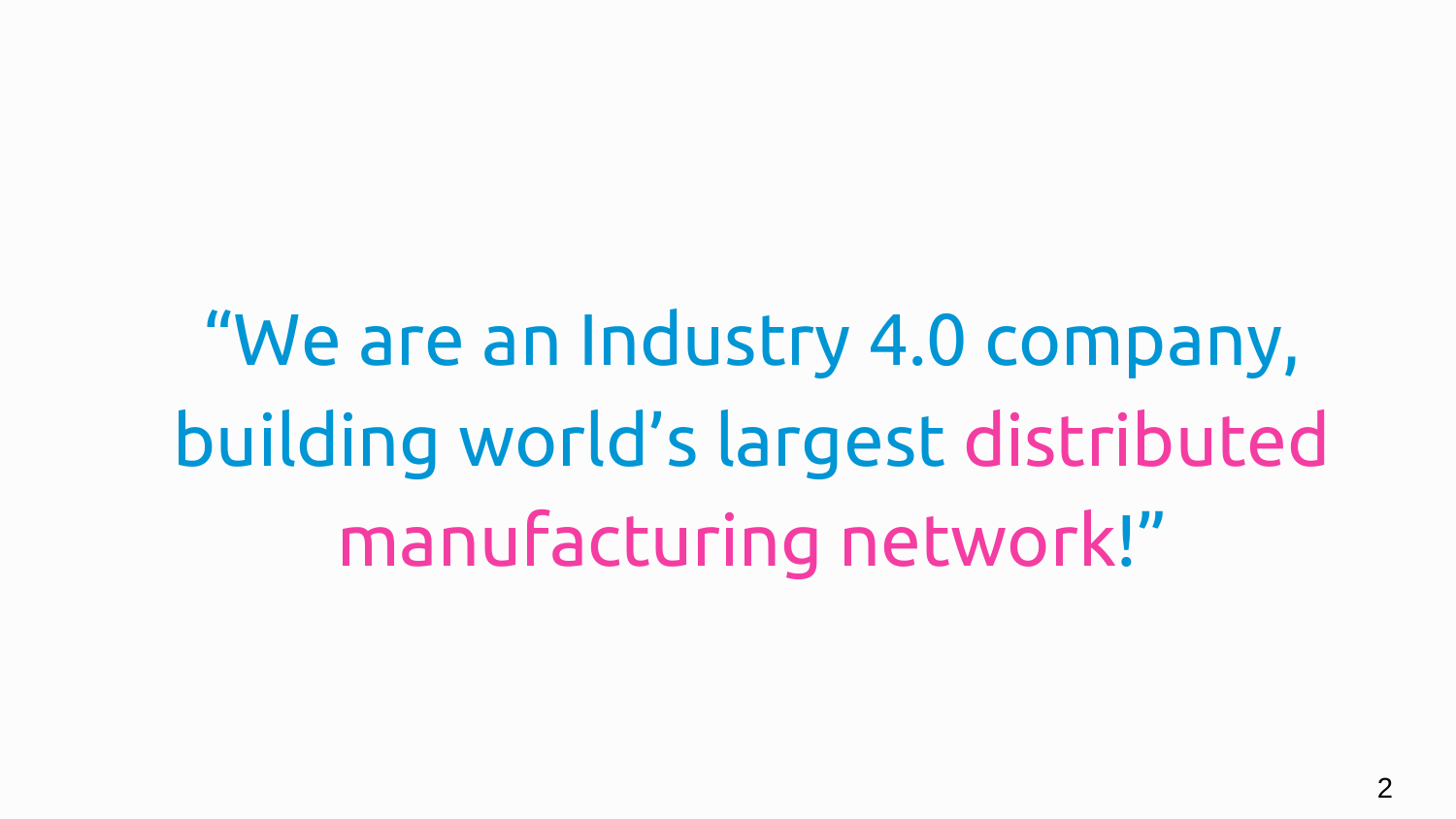"We are an Industry 4.0 company, building world's largest distributed manufacturing network!"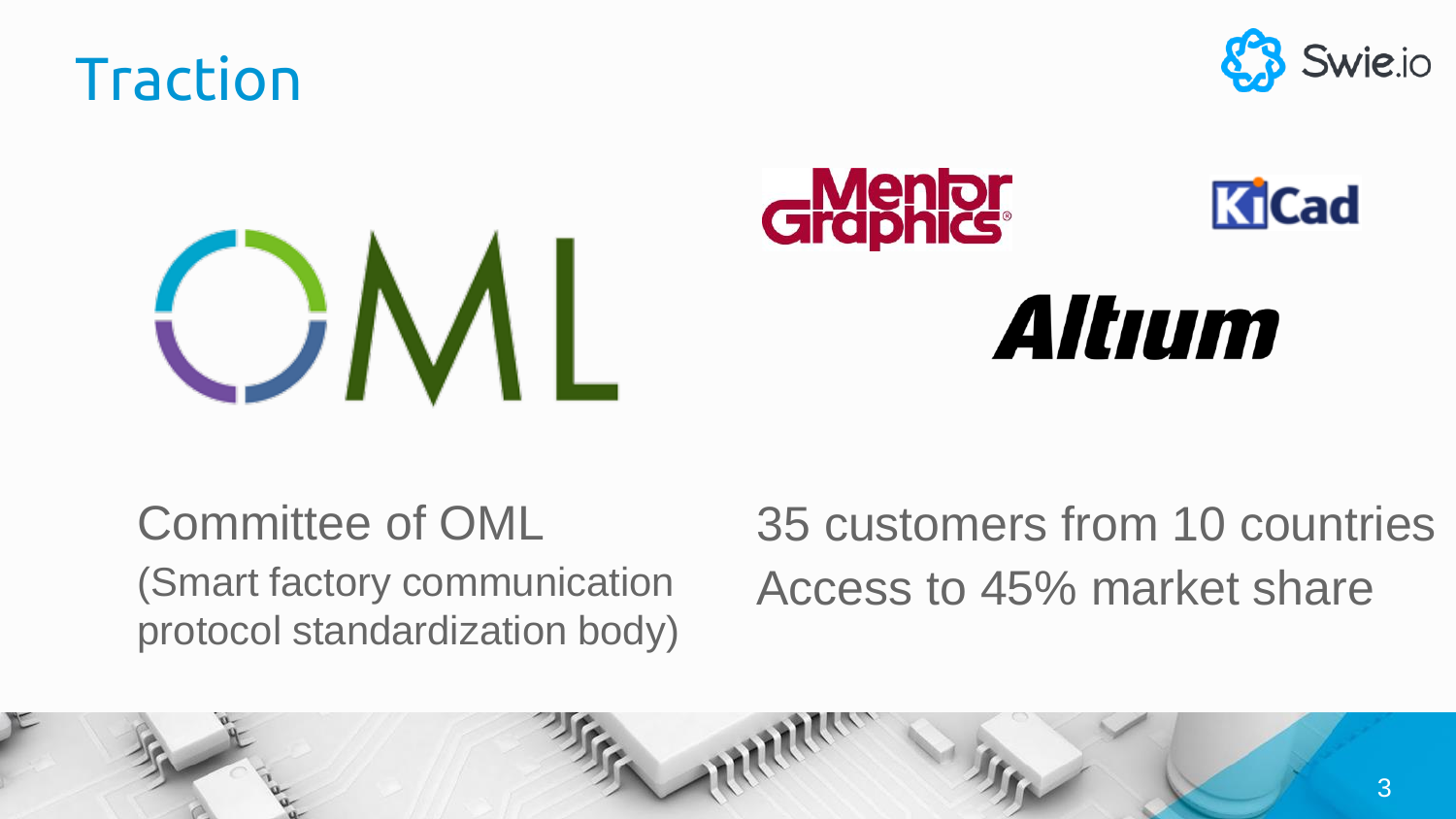# Traction

Committee of OML
(Smart factory communication protocol standardization body)

35 customers from 10 countries
Access to 45% market share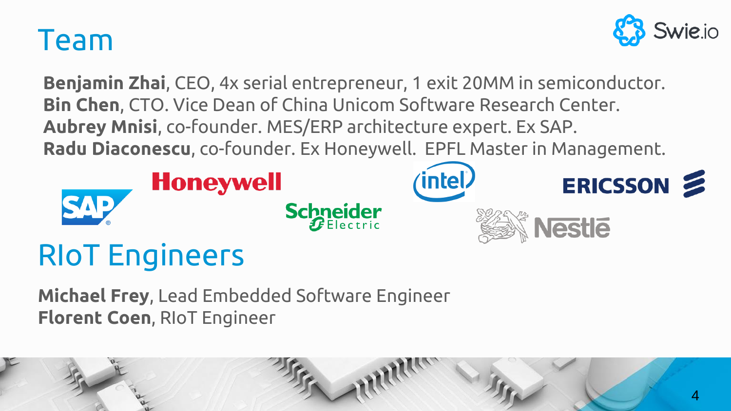# Team

**Benjamin Zhai**, CEO, 4x serial entrepreneur, 1 exit 20MM in semiconductor.
**Bin Chen**, CTO. Vice Dean of China Unicom Software Research Center.
**Aubrey Mnisi**, co-founder. MES/ERP architecture expert. Ex SAP.
**Radu Diaconescu**, co-founder. Ex Honeywell. EPFL Master in Management.

# RIoT Engineers

**Michael Frey**, Lead Embedded Software Engineer
**Florent Coen**, RIoT Engineer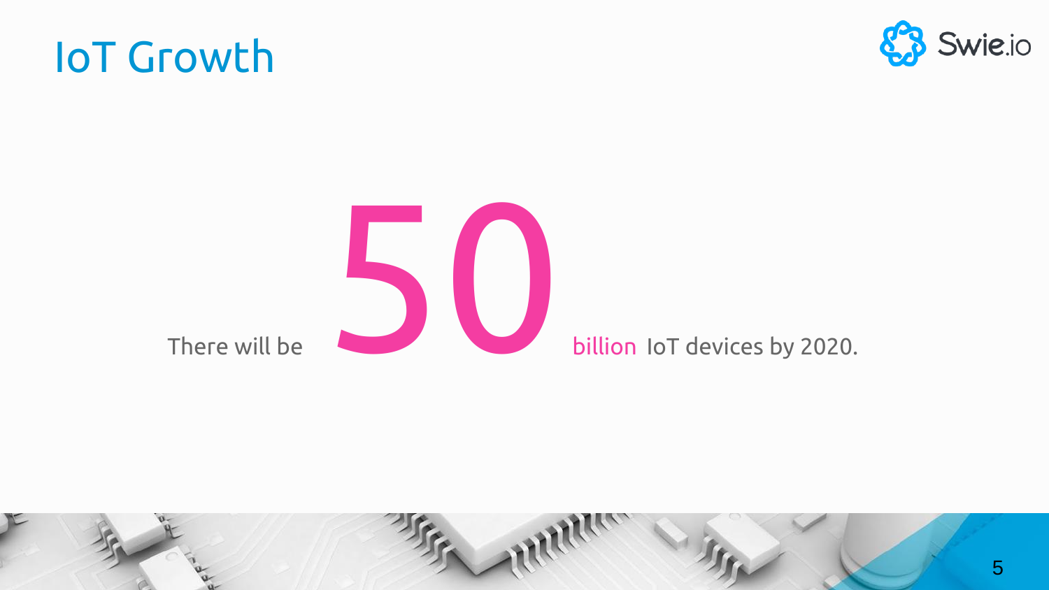# IoT Growth

There will be **50** billion IoT devices by 2020.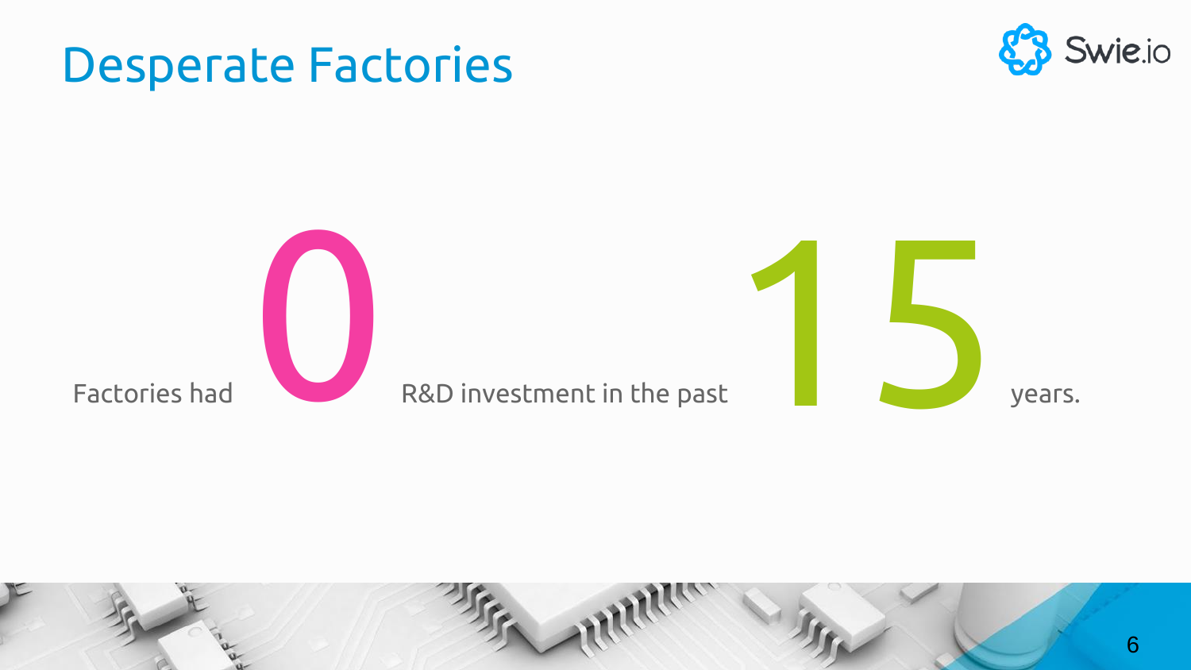# Desperate Factories

Factories had 0 R&D investment in the past 15 years.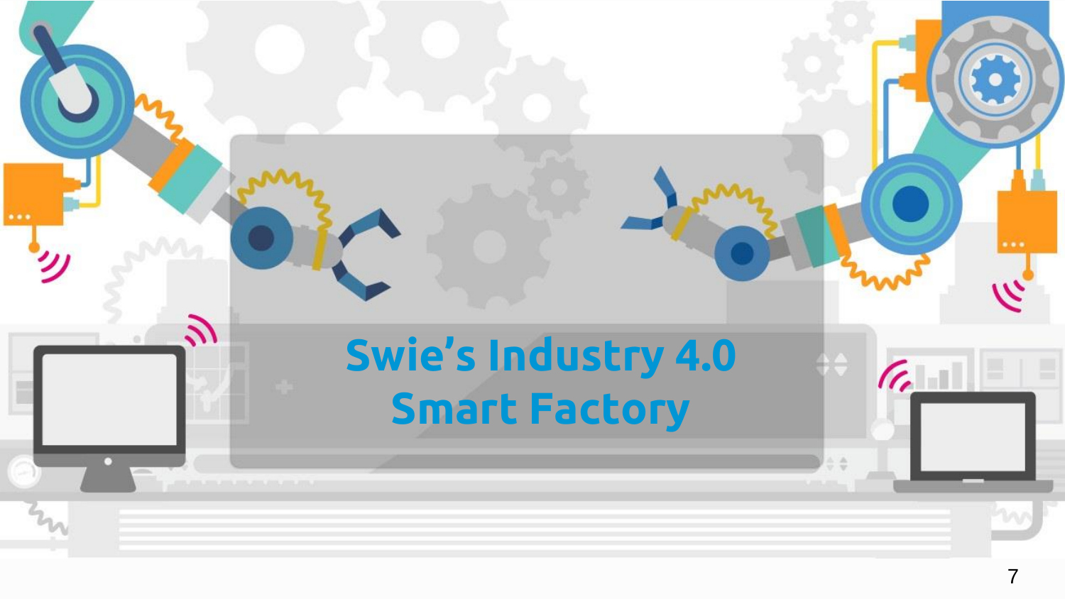# Swie's Industry 4.0 Smart Factory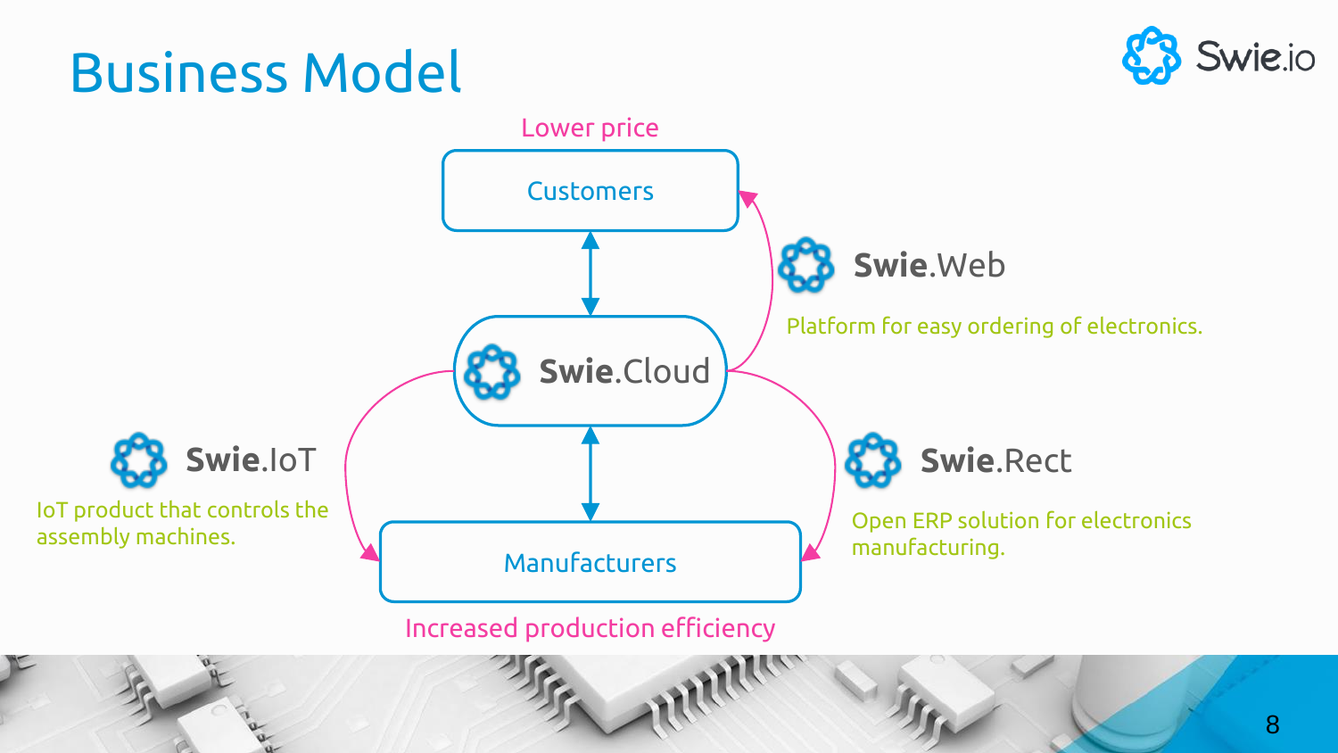# Business Model

Lower price

Customers

**Swie**.Cloud

Manufacturers

Increased production efficiency

**Swie**.Web

Platform for easy ordering of electronics.

**Swie**.IoT

IoT product that controls the assembly machines.

**Swie**.Rect

Open ERP solution for electronics manufacturing.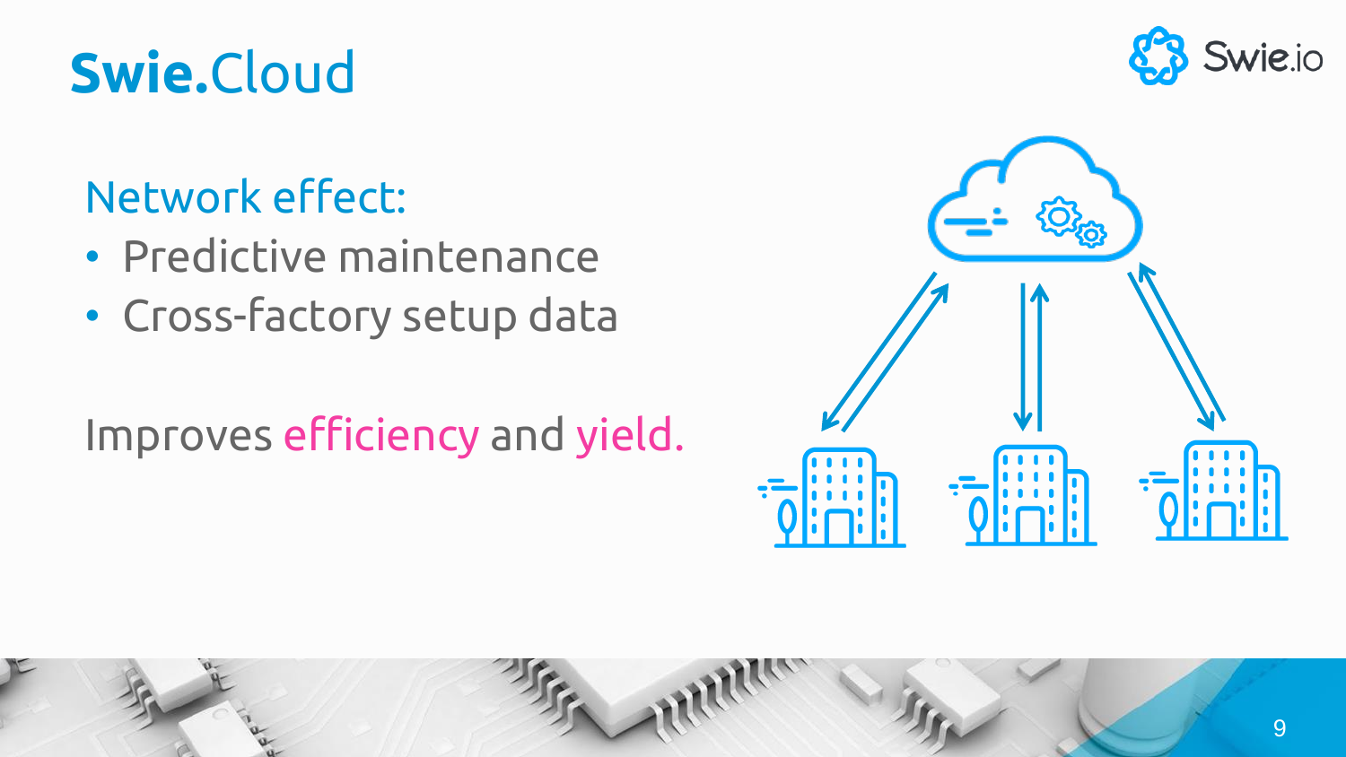# Swie.Cloud

## Network effect:

- Predictive maintenance
- Cross-factory setup data

Improves efficiency and yield.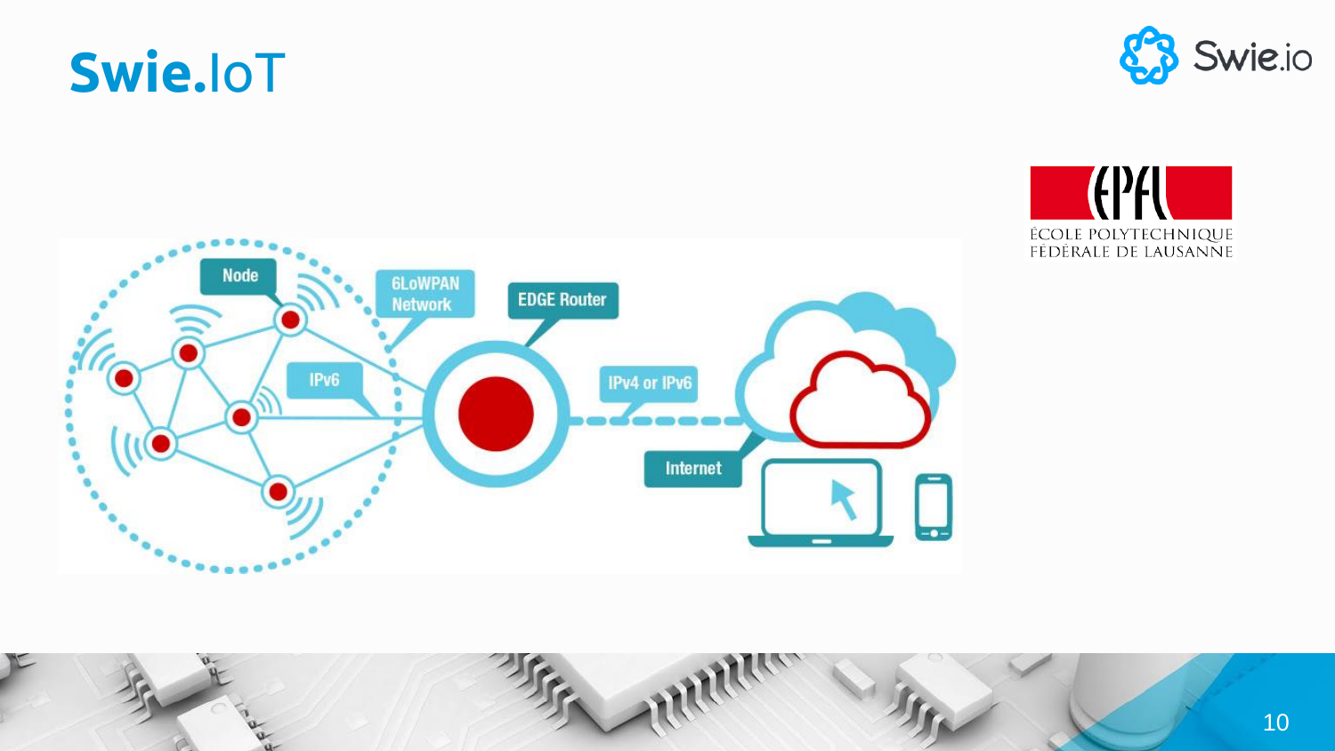# Swie.IoT

Node

6LoWPAN Network

EDGE Router

IPv6

IPv4 or IPv6

Internet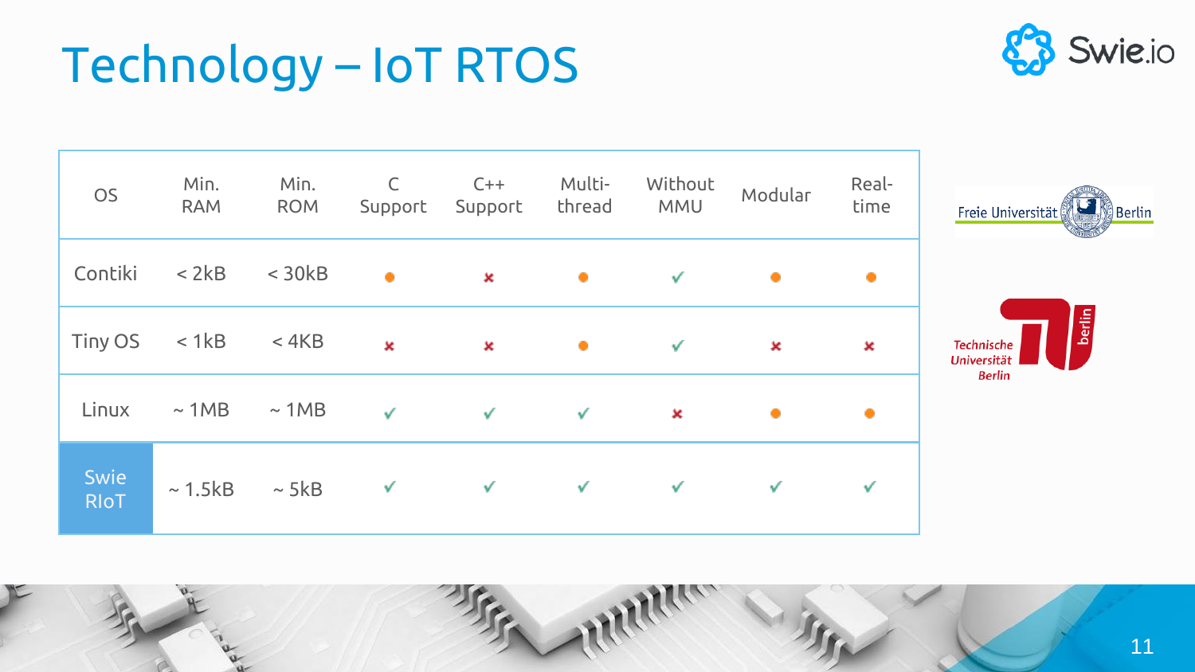# Technology – IoT RTOS

| OS | Min. RAM | Min. ROM | C Support | C++ Support | Multi-thread | Without MMU | Modular | Real-time |
|---|---|---|---|---|---|---|---|---|
| Contiki | < 2kB | < 30kB | ● | ✗ | ● | ✓ | ● | ● |
| Tiny OS | < 1kB | < 4KB | ✗ | ✗ | ● | ✓ | ✗ | ✗ |
| Linux | ~ 1MB | ~ 1MB | ✓ | ✓ | ✓ | ✗ | ● | ● |
| Swie RIoT | ~ 1.5kB | ~ 5kB | ✓ | ✓ | ✓ | ✓ | ✓ | ✓ |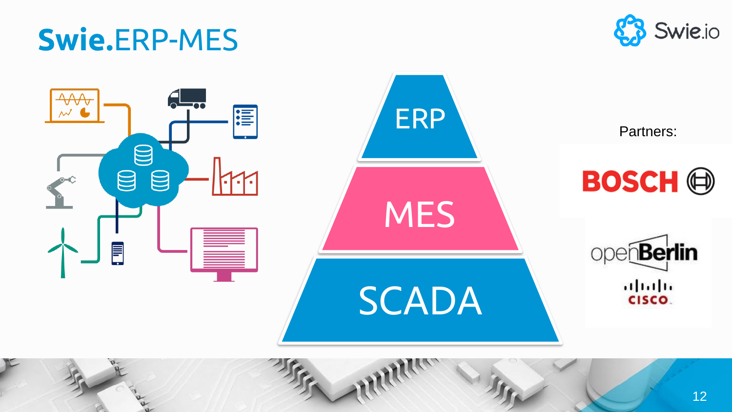# Swie.ERP-MES

ERP

MES

SCADA

Partners:

BOSCH

openBerlin

CISCO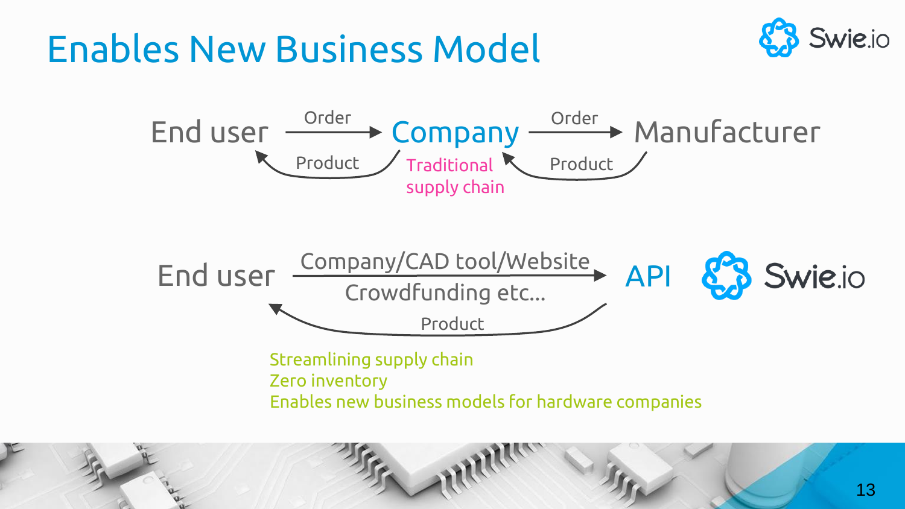# Enables New Business Model

End user → Order → Company → Order → Manufacturer

Manufacturer → Product → Company → Product → End user

Traditional supply chain

End user → Company/CAD tool/Website, Crowdfunding etc... → API Swie.io

API → Product → End user

Streamlining supply chain
Zero inventory
Enables new business models for hardware companies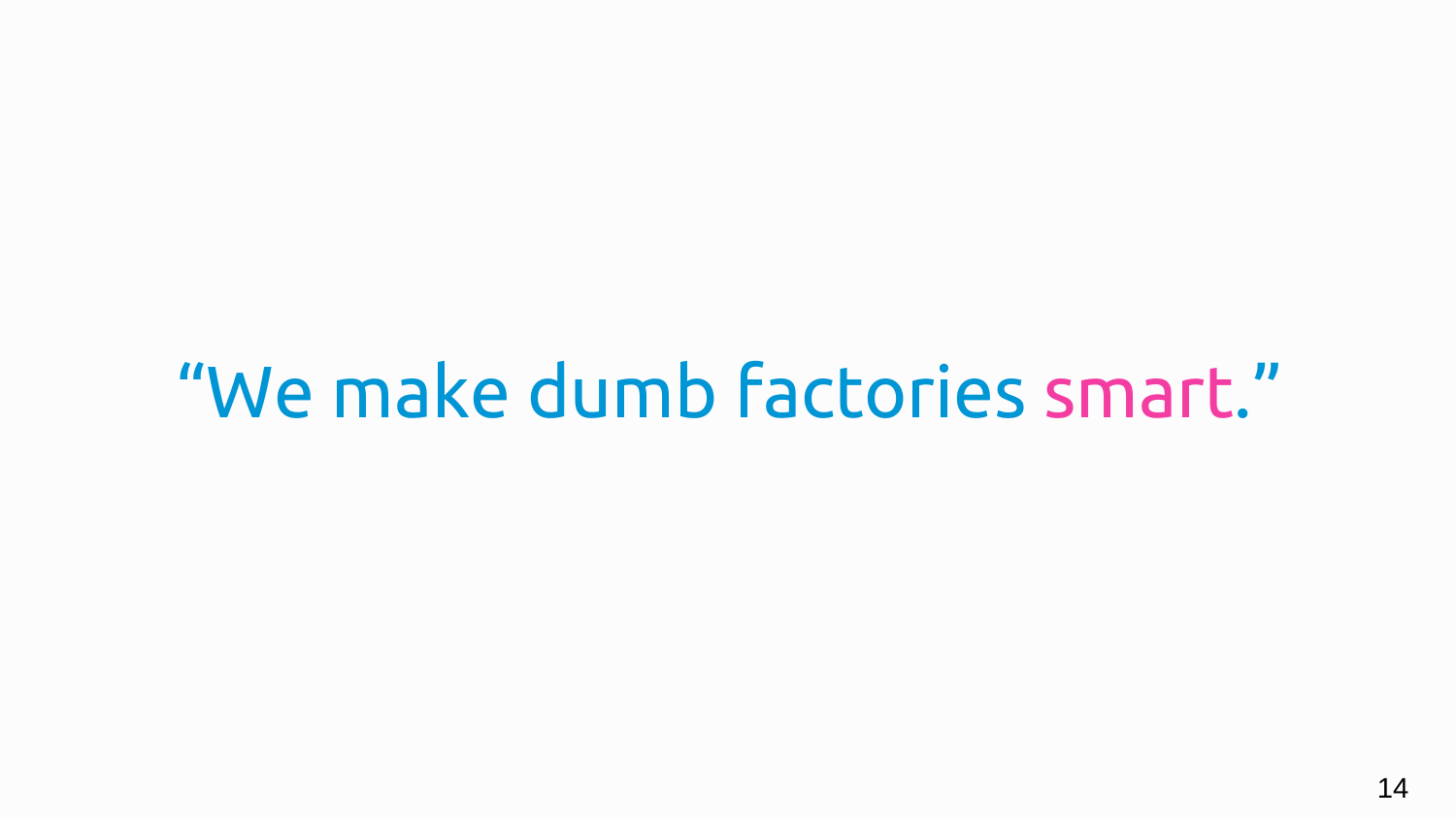“We make dumb factories smart.”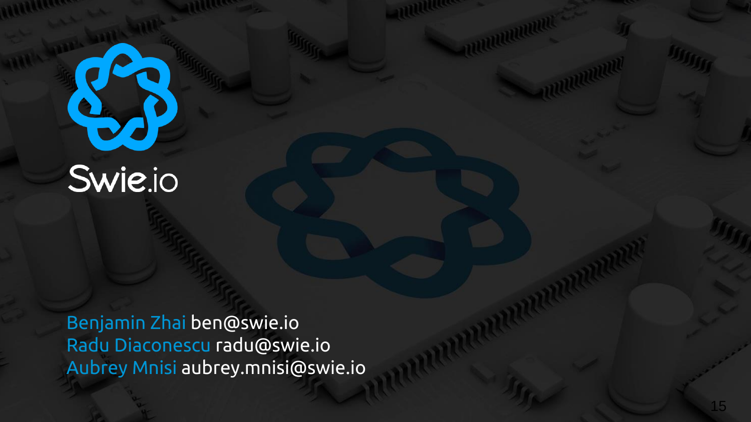Swie.io

Benjamin Zhai ben@swie.io
Radu Diaconescu radu@swie.io
Aubrey Mnisi aubrey.mnisi@swie.io